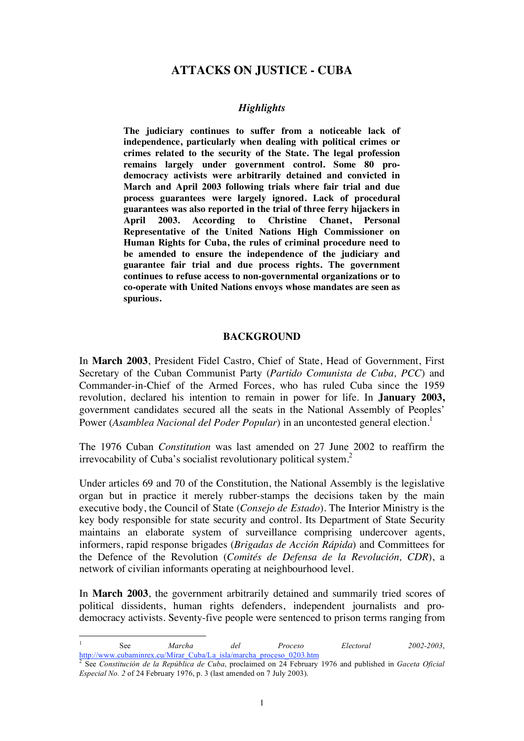# ATTACKS ON JUSTICE - CUBA

### *Highlights*

**The judiciary continues to suffer from a noticeable lack of independence, particularly when dealing with political crimes or crimes related to the security of the State. The legal profession remains largely under government control. Some 80 pro-democracy activists were arbitrarily detained and convicted in March and April 2003 following trials where fair trial and due process guarantees were largely ignored. Lack of procedural guarantees was also reported in the trial of three ferry hijackers in April 2003. According to Christine Chanet, Personal Representative of the United Nations High Commissioner on Human Rights for Cuba, the rules of criminal procedure need to be amended to ensure the independence of the judiciary and guarantee fair trial and due process rights. The government continues to refuse access to non-governmental organizations or to co-operate with United Nations envoys whose mandates are seen as spurious.**

## BACKGROUND

In **March 2003**, President Fidel Castro, Chief of State, Head of Government, First Secretary of the Cuban Communist Party (*Partido Comunista de Cuba, PCC*) and Commander-in-Chief of the Armed Forces, who has ruled Cuba since the 1959 revolution, declared his intention to remain in power for life. In **January 2003,** government candidates secured all the seats in the National Assembly of Peoples' Power (*Asamblea Nacional del Poder Popular*) in an uncontested general election.[1]

The 1976 Cuban *Constitution* was last amended on 27 June 2002 to reaffirm the irrevocability of Cuba's socialist revolutionary political system.[2]

Under articles 69 and 70 of the Constitution, the National Assembly is the legislative organ but in practice it merely rubber-stamps the decisions taken by the main executive body, the Council of State (*Consejo de Estado*). The Interior Ministry is the key body responsible for state security and control. Its Department of State Security maintains an elaborate system of surveillance comprising undercover agents, informers, rapid response brigades (*Brigadas de Acción Rápida*) and Committees for the Defence of the Revolution (*Comités de Defensa de la Revolución, CDR*), a network of civilian informants operating at neighbourhood level.

In **March 2003**, the government arbitrarily detained and summarily tried scores of political dissidents, human rights defenders, independent journalists and pro-democracy activists. Seventy-five people were sentenced to prison terms ranging from

---

[1] See *Marcha del Proceso Electoral 2002-2003*, http://www.cubaminrex.cu/Mirar_Cuba/La_isla/marcha_proceso_0203.htm

[2] See *Constitución de la República de Cuba*, proclaimed on 24 February 1976 and published in *Gaceta Oficial Especial No. 2* of 24 February 1976, p. 3 (last amended on 7 July 2003).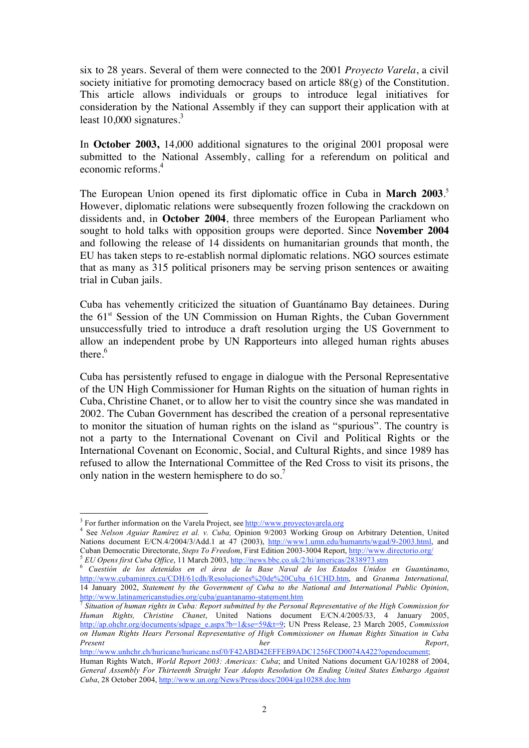six to 28 years. Several of them were connected to the 2001 *Proyecto Varela*, a civil society initiative for promoting democracy based on article 88(g) of the Constitution. This article allows individuals or groups to introduce legal initiatives for consideration by the National Assembly if they can support their application with at least 10,000 signatures.[3]

In **October 2003,** 14,000 additional signatures to the original 2001 proposal were submitted to the National Assembly, calling for a referendum on political and economic reforms.[4]

The European Union opened its first diplomatic office in Cuba in **March 2003**.[5] However, diplomatic relations were subsequently frozen following the crackdown on dissidents and, in **October 2004**, three members of the European Parliament who sought to hold talks with opposition groups were deported. Since **November 2004** and following the release of 14 dissidents on humanitarian grounds that month, the EU has taken steps to re-establish normal diplomatic relations. NGO sources estimate that as many as 315 political prisoners may be serving prison sentences or awaiting trial in Cuban jails.

Cuba has vehemently criticized the situation of Guantánamo Bay detainees. During the 61[st] Session of the UN Commission on Human Rights, the Cuban Government unsuccessfully tried to introduce a draft resolution urging the US Government to allow an independent probe by UN Rapporteurs into alleged human rights abuses there.[6]

Cuba has persistently refused to engage in dialogue with the Personal Representative of the UN High Commissioner for Human Rights on the situation of human rights in Cuba, Christine Chanet, or to allow her to visit the country since she was mandated in 2002. The Cuban Government has described the creation of a personal representative to monitor the situation of human rights on the island as "spurious". The country is not a party to the International Covenant on Civil and Political Rights or the International Covenant on Economic, Social, and Cultural Rights, and since 1989 has refused to allow the International Committee of the Red Cross to visit its prisons, the only nation in the western hemisphere to do so.[7]

---

[3] For further information on the Varela Project, see http://www.proyectovarela.org

[4] See *Nelson Aguiar Ramírez et al. v. Cuba,* Opinion 9/2003 Working Group on Arbitrary Detention, United Nations document E/CN.4/2004/3/Add.1 at 47 (2003), http://www1.umn.edu/humanrts/wgad/9-2003.html, and Cuban Democratic Directorate, *Steps To Freedom*, First Edition 2003-3004 Report, http://www.directorio.org/

[5] *EU Opens first Cuba Office*, 11 March 2003, http://news.bbc.co.uk/2/hi/americas/2838973.stm

[6] *Cuestión de los detenidos en el área de la Base Naval de los Estados Unidos en Guantánamo*, http://www.cubaminrex.cu/CDH/61cdh/Resoluciones%20de%20Cuba_61CHD.htm, and *Granma International,* 14 January 2002, *Statement by the Government of Cuba to the National and International Public Opinion*, http://www.latinamericanstudies.org/cuba/guantanamo-statement.htm

[7] *Situation of human rights in Cuba: Report submitted by the Personal Representative of the High Commission for Human Rights, Christine Chanet*, United Nations document E/CN.4/2005/33, 4 January 2005, http://ap.ohchr.org/documents/sdpage_e.aspx?b=1&se=59&t=9; UN Press Release, 23 March 2005, *Commission on Human Rights Hears Personal Representative of High Commissioner on Human Rights Situation in Cuba Present her Report*, http://www.unhchr.ch/huricane/huricane.nsf/0/F42ABD42EFFEB9ADC1256FCD0074A422?opendocument; Human Rights Watch, *World Report 2003: Americas: Cuba*; and United Nations document GA/10288 of 2004, *General Assembly For Thirteenth Straight Year Adopts Resolution On Ending United States Embargo Against Cuba*, 28 October 2004, http://www.un.org/News/Press/docs/2004/ga10288.doc.htm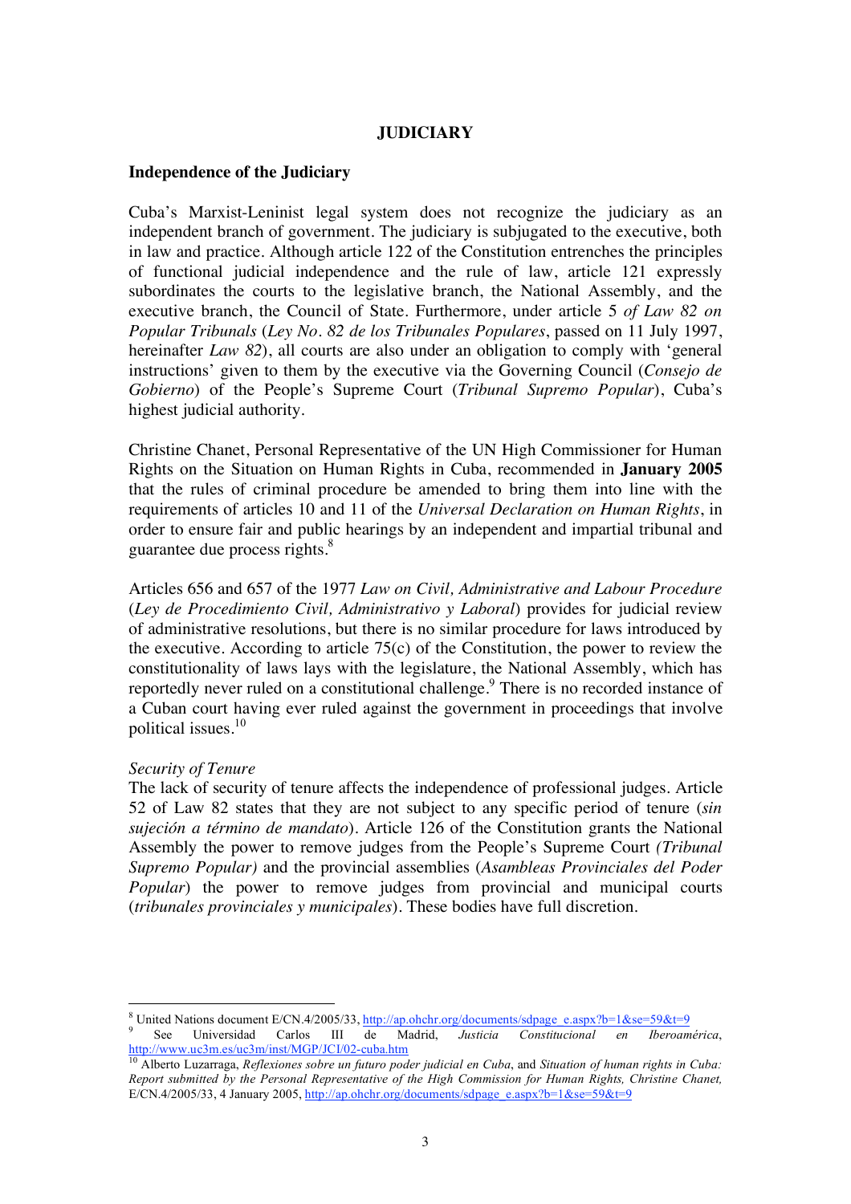## JUDICIARY

### Independence of the Judiciary

Cuba's Marxist-Leninist legal system does not recognize the judiciary as an independent branch of government. The judiciary is subjugated to the executive, both in law and practice. Although article 122 of the Constitution entrenches the principles of functional judicial independence and the rule of law, article 121 expressly subordinates the courts to the legislative branch, the National Assembly, and the executive branch, the Council of State. Furthermore, under article 5 *of Law 82 on Popular Tribunals* (*Ley No. 82 de los Tribunales Populares*, passed on 11 July 1997, hereinafter *Law 82*), all courts are also under an obligation to comply with 'general instructions' given to them by the executive via the Governing Council (*Consejo de Gobierno*) of the People's Supreme Court (*Tribunal Supremo Popular*), Cuba's highest judicial authority.

Christine Chanet, Personal Representative of the UN High Commissioner for Human Rights on the Situation on Human Rights in Cuba, recommended in **January 2005** that the rules of criminal procedure be amended to bring them into line with the requirements of articles 10 and 11 of the *Universal Declaration on Human Rights*, in order to ensure fair and public hearings by an independent and impartial tribunal and guarantee due process rights.[8]

Articles 656 and 657 of the 1977 *Law on Civil, Administrative and Labour Procedure* (*Ley de Procedimiento Civil, Administrativo y Laboral*) provides for judicial review of administrative resolutions, but there is no similar procedure for laws introduced by the executive. According to article 75(c) of the Constitution, the power to review the constitutionality of laws lays with the legislature, the National Assembly, which has reportedly never ruled on a constitutional challenge.[9] There is no recorded instance of a Cuban court having ever ruled against the government in proceedings that involve political issues.[10]

*Security of Tenure*

The lack of security of tenure affects the independence of professional judges. Article 52 of Law 82 states that they are not subject to any specific period of tenure (*sin sujeción a término de mandato*). Article 126 of the Constitution grants the National Assembly the power to remove judges from the People's Supreme Court *(Tribunal Supremo Popular)* and the provincial assemblies (*Asambleas Provinciales del Poder Popular*) the power to remove judges from provincial and municipal courts (*tribunales provinciales y municipales*). These bodies have full discretion.

---

[8] United Nations document E/CN.4/2005/33, http://ap.ohchr.org/documents/sdpage_e.aspx?b=1&se=59&t=9

[9] See Universidad Carlos III de Madrid, *Justicia Constitucional en Iberoamérica*, http://www.uc3m.es/uc3m/inst/MGP/JCI/02-cuba.htm

[10] Alberto Luzarraga, *Reflexiones sobre un futuro poder judicial en Cuba*, and *Situation of human rights in Cuba: Report submitted by the Personal Representative of the High Commission for Human Rights, Christine Chanet,* E/CN.4/2005/33, 4 January 2005, http://ap.ohchr.org/documents/sdpage_e.aspx?b=1&se=59&t=9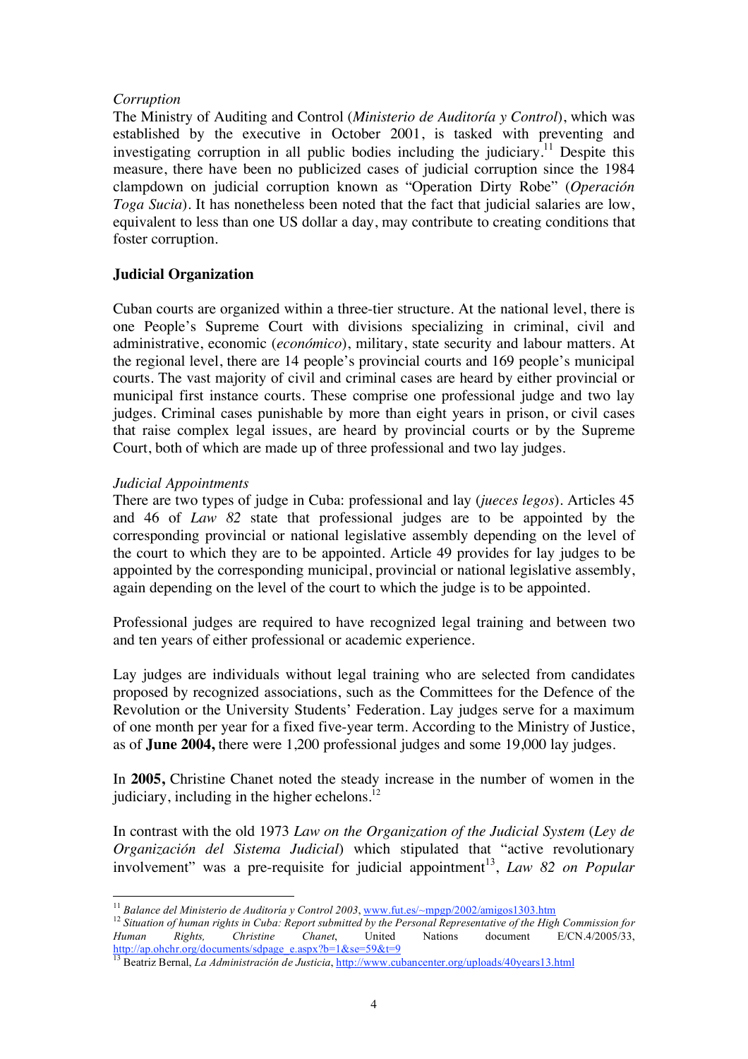*Corruption*

The Ministry of Auditing and Control (*Ministerio de Auditoría y Control*), which was established by the executive in October 2001, is tasked with preventing and investigating corruption in all public bodies including the judiciary.[11] Despite this measure, there have been no publicized cases of judicial corruption since the 1984 clampdown on judicial corruption known as "Operation Dirty Robe" (*Operación Toga Sucia*). It has nonetheless been noted that the fact that judicial salaries are low, equivalent to less than one US dollar a day, may contribute to creating conditions that foster corruption.

## Judicial Organization

Cuban courts are organized within a three-tier structure. At the national level, there is one People's Supreme Court with divisions specializing in criminal, civil and administrative, economic (*económico*), military, state security and labour matters. At the regional level, there are 14 people's provincial courts and 169 people's municipal courts. The vast majority of civil and criminal cases are heard by either provincial or municipal first instance courts. These comprise one professional judge and two lay judges. Criminal cases punishable by more than eight years in prison, or civil cases that raise complex legal issues, are heard by provincial courts or by the Supreme Court, both of which are made up of three professional and two lay judges.

*Judicial Appointments*

There are two types of judge in Cuba: professional and lay (*jueces legos*). Articles 45 and 46 of *Law 82* state that professional judges are to be appointed by the corresponding provincial or national legislative assembly depending on the level of the court to which they are to be appointed. Article 49 provides for lay judges to be appointed by the corresponding municipal, provincial or national legislative assembly, again depending on the level of the court to which the judge is to be appointed.

Professional judges are required to have recognized legal training and between two and ten years of either professional or academic experience.

Lay judges are individuals without legal training who are selected from candidates proposed by recognized associations, such as the Committees for the Defence of the Revolution or the University Students' Federation. Lay judges serve for a maximum of one month per year for a fixed five-year term. According to the Ministry of Justice, as of **June 2004,** there were 1,200 professional judges and some 19,000 lay judges.

In **2005,** Christine Chanet noted the steady increase in the number of women in the judiciary, including in the higher echelons.[12]

In contrast with the old 1973 *Law on the Organization of the Judicial System* (*Ley de Organización del Sistema Judicial*) which stipulated that "active revolutionary involvement" was a pre-requisite for judicial appointment[13], *Law 82 on Popular*

---

[11] *Balance del Ministerio de Auditoría y Control 2003*, www.fut.es/~mpgp/2002/amigos1303.htm

[12] *Situation of human rights in Cuba: Report submitted by the Personal Representative of the High Commission for Human Rights, Christine Chanet*, United Nations document E/CN.4/2005/33, http://ap.ohchr.org/documents/sdpage_e.aspx?b=1&se=59&t=9

[13] Beatriz Bernal, *La Administración de Justicia*, http://www.cubancenter.org/uploads/40years13.html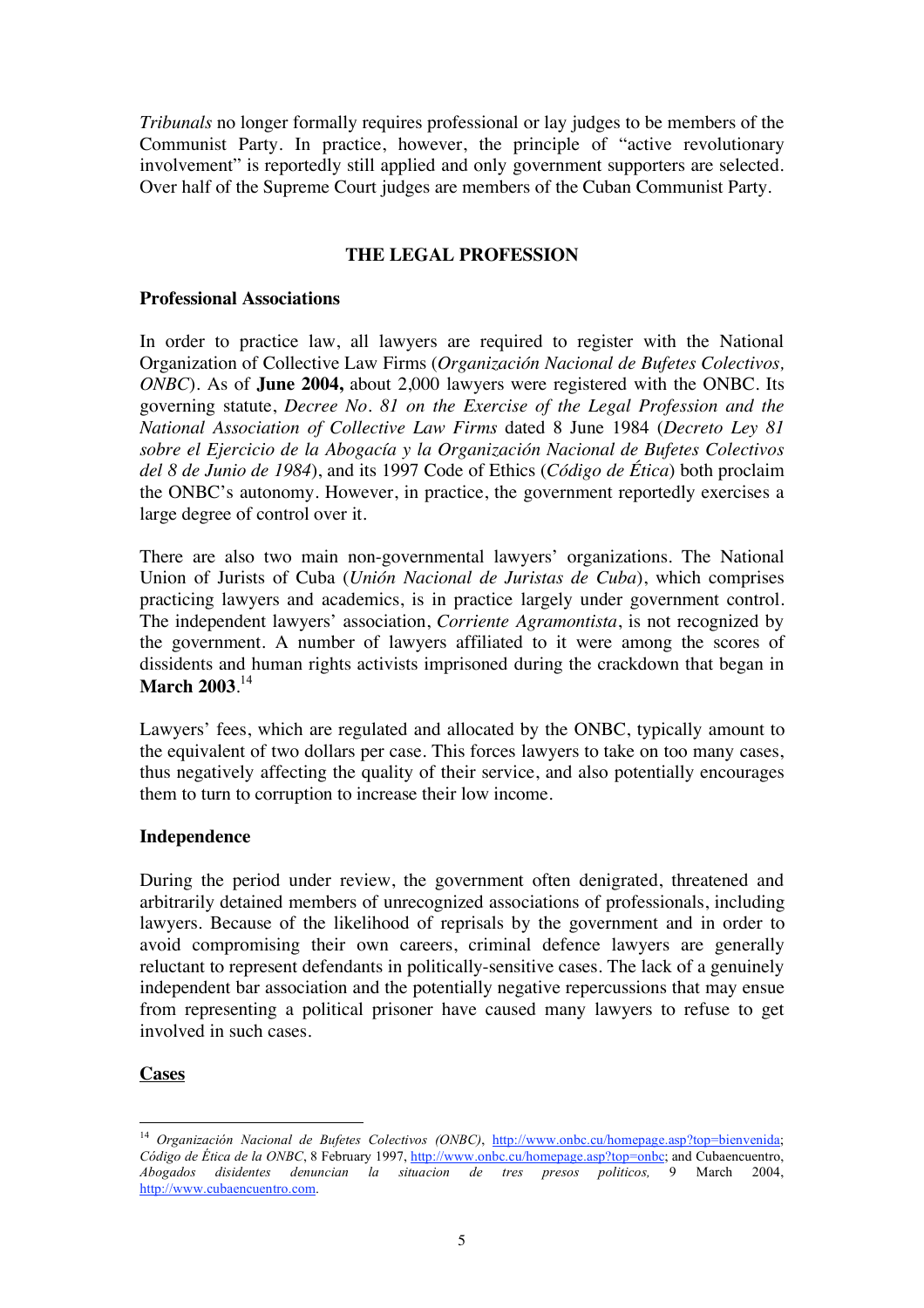*Tribunals* no longer formally requires professional or lay judges to be members of the Communist Party. In practice, however, the principle of "active revolutionary involvement" is reportedly still applied and only government supporters are selected. Over half of the Supreme Court judges are members of the Cuban Communist Party.

## THE LEGAL PROFESSION

### Professional Associations

In order to practice law, all lawyers are required to register with the National Organization of Collective Law Firms (*Organización Nacional de Bufetes Colectivos, ONBC*). As of **June 2004,** about 2,000 lawyers were registered with the ONBC. Its governing statute, *Decree No. 81 on the Exercise of the Legal Profession and the National Association of Collective Law Firms* dated 8 June 1984 (*Decreto Ley 81 sobre el Ejercicio de la Abogacía y la Organización Nacional de Bufetes Colectivos del 8 de Junio de 1984*), and its 1997 Code of Ethics (*Código de Ética*) both proclaim the ONBC's autonomy. However, in practice, the government reportedly exercises a large degree of control over it.

There are also two main non-governmental lawyers' organizations. The National Union of Jurists of Cuba (*Unión Nacional de Juristas de Cuba*), which comprises practicing lawyers and academics, is in practice largely under government control. The independent lawyers' association, *Corriente Agramontista*, is not recognized by the government. A number of lawyers affiliated to it were among the scores of dissidents and human rights activists imprisoned during the crackdown that began in **March 2003**.[14]

Lawyers' fees, which are regulated and allocated by the ONBC, typically amount to the equivalent of two dollars per case. This forces lawyers to take on too many cases, thus negatively affecting the quality of their service, and also potentially encourages them to turn to corruption to increase their low income.

### Independence

During the period under review, the government often denigrated, threatened and arbitrarily detained members of unrecognized associations of professionals, including lawyers. Because of the likelihood of reprisals by the government and in order to avoid compromising their own careers, criminal defence lawyers are generally reluctant to represent defendants in politically-sensitive cases. The lack of a genuinely independent bar association and the potentially negative repercussions that may ensue from representing a political prisoner have caused many lawyers to refuse to get involved in such cases.

### Cases

---

[14] *Organización Nacional de Bufetes Colectivos (ONBC)*, http://www.onbc.cu/homepage.asp?top=bienvenida; *Código de Ética de la ONBC*, 8 February 1997, http://www.onbc.cu/homepage.asp?top=onbc; and Cubaencuentro, *Abogados disidentes denuncian la situacion de tres presos politicos,* 9 March 2004, http://www.cubaencuentro.com.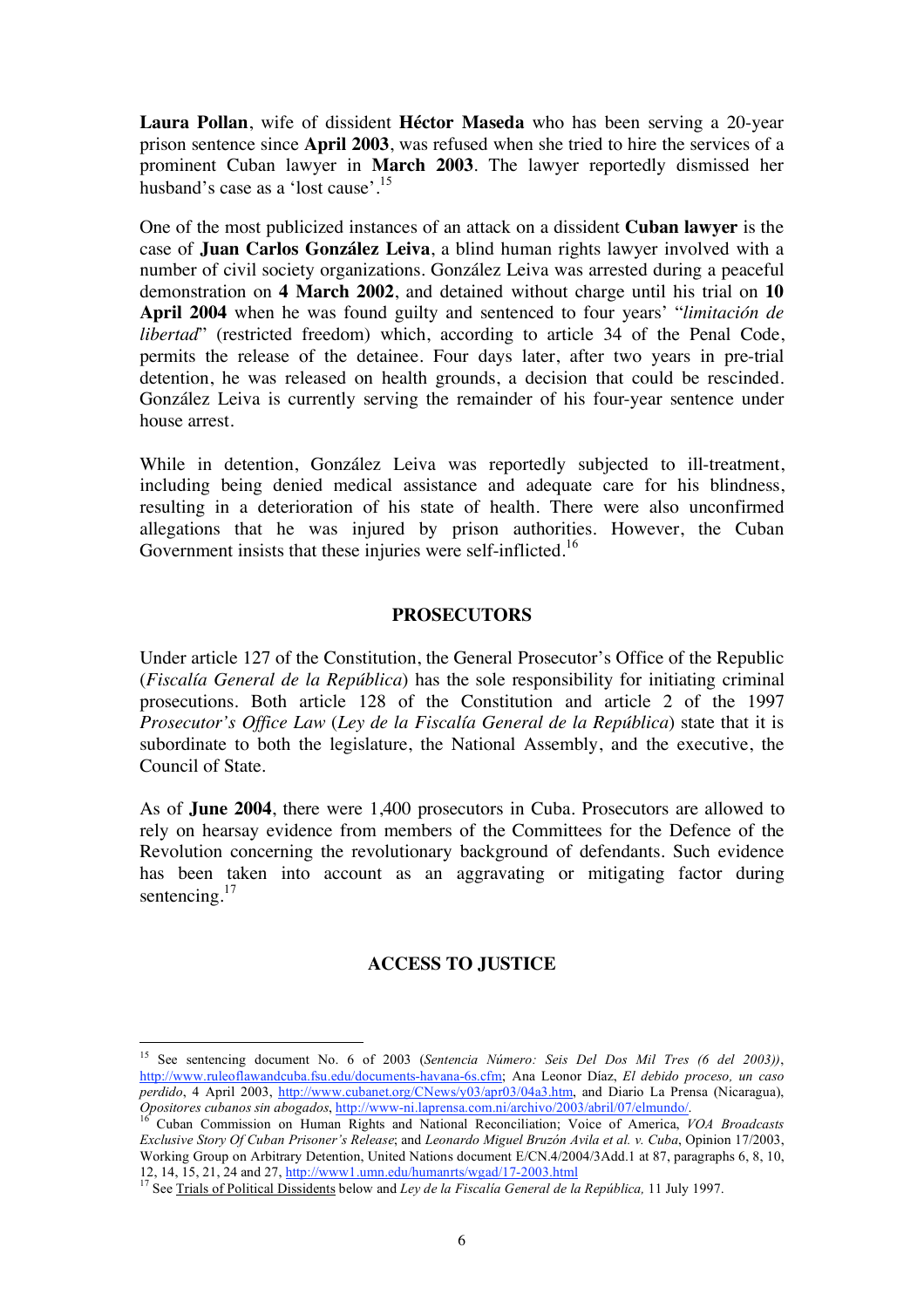**Laura Pollan**, wife of dissident **Héctor Maseda** who has been serving a 20-year prison sentence since **April 2003**, was refused when she tried to hire the services of a prominent Cuban lawyer in **March 2003**. The lawyer reportedly dismissed her husband's case as a 'lost cause'.[15]

One of the most publicized instances of an attack on a dissident **Cuban lawyer** is the case of **Juan Carlos González Leiva**, a blind human rights lawyer involved with a number of civil society organizations. González Leiva was arrested during a peaceful demonstration on **4 March 2002**, and detained without charge until his trial on **10 April 2004** when he was found guilty and sentenced to four years' "*limitación de libertad*" (restricted freedom) which, according to article 34 of the Penal Code, permits the release of the detainee. Four days later, after two years in pre-trial detention, he was released on health grounds, a decision that could be rescinded. González Leiva is currently serving the remainder of his four-year sentence under house arrest.

While in detention, González Leiva was reportedly subjected to ill-treatment, including being denied medical assistance and adequate care for his blindness, resulting in a deterioration of his state of health. There were also unconfirmed allegations that he was injured by prison authorities. However, the Cuban Government insists that these injuries were self-inflicted.[16]

## PROSECUTORS

Under article 127 of the Constitution, the General Prosecutor's Office of the Republic (*Fiscalía General de la República*) has the sole responsibility for initiating criminal prosecutions. Both article 128 of the Constitution and article 2 of the 1997 *Prosecutor's Office Law* (*Ley de la Fiscalía General de la República*) state that it is subordinate to both the legislature, the National Assembly, and the executive, the Council of State.

As of **June 2004**, there were 1,400 prosecutors in Cuba. Prosecutors are allowed to rely on hearsay evidence from members of the Committees for the Defence of the Revolution concerning the revolutionary background of defendants. Such evidence has been taken into account as an aggravating or mitigating factor during sentencing.[17]

## ACCESS TO JUSTICE

---

[15] See sentencing document No. 6 of 2003 (*Sentencia Número: Seis Del Dos Mil Tres (6 del 2003))*, http://www.ruleoflawandcuba.fsu.edu/documents-havana-6s.cfm; Ana Leonor Díaz, *El debido proceso, un caso perdido*, 4 April 2003, http://www.cubanet.org/CNews/y03/apr03/04a3.htm, and Diario La Prensa (Nicaragua), *Opositores cubanos sin abogados*, http://www-ni.laprensa.com.ni/archivo/2003/abril/07/elmundo/.

[16] Cuban Commission on Human Rights and National Reconciliation; Voice of America, *VOA Broadcasts Exclusive Story Of Cuban Prisoner's Release*; and *Leonardo Miguel Bruzón Avila et al. v. Cuba*, Opinion 17/2003, Working Group on Arbitrary Detention, United Nations document E/CN.4/2004/3Add.1 at 87, paragraphs 6, 8, 10, 12, 14, 15, 21, 24 and 27, http://www1.umn.edu/humanrts/wgad/17-2003.html

[17] See Trials of Political Dissidents below and *Ley de la Fiscalía General de la República,* 11 July 1997.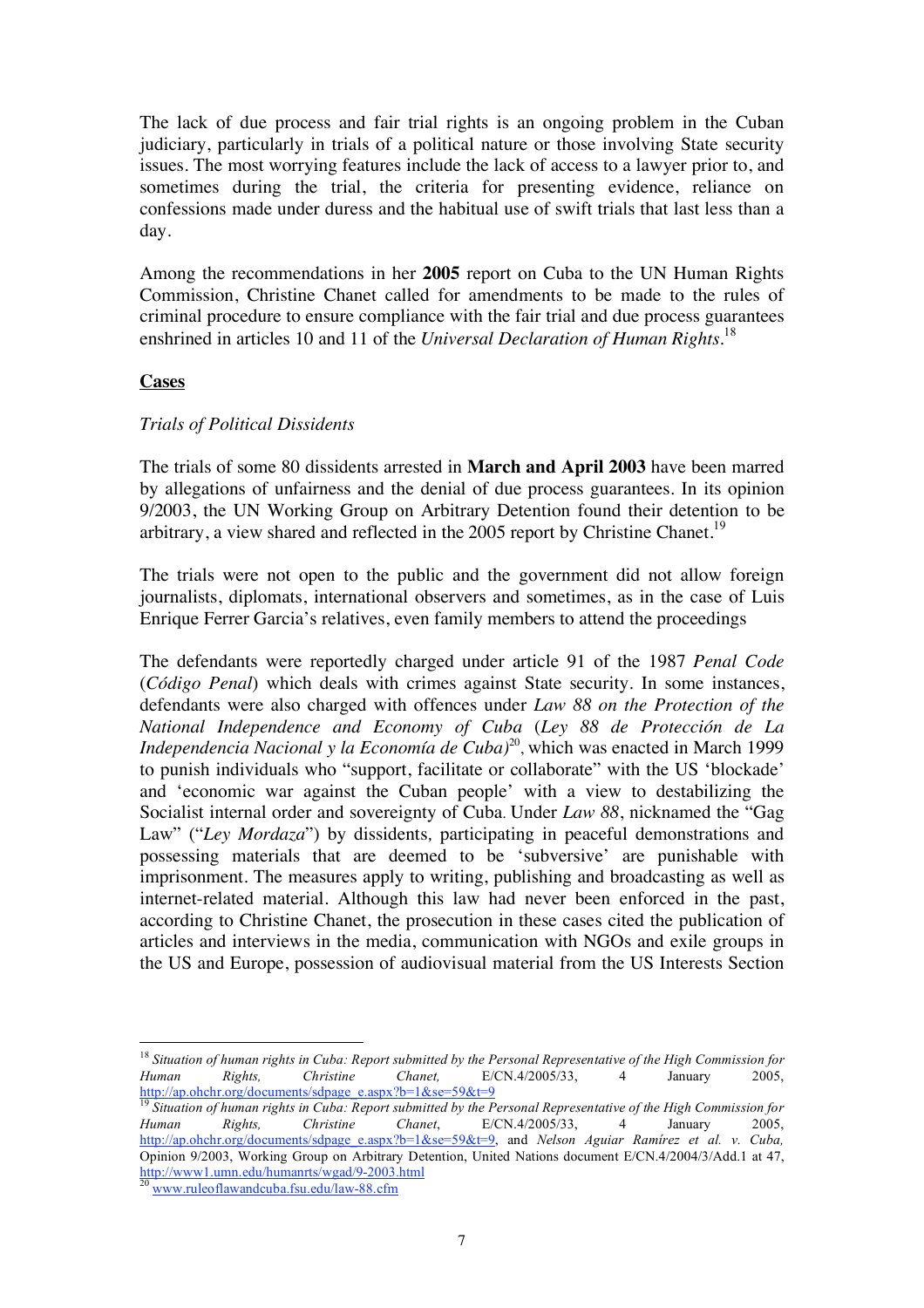The lack of due process and fair trial rights is an ongoing problem in the Cuban judiciary, particularly in trials of a political nature or those involving State security issues. The most worrying features include the lack of access to a lawyer prior to, and sometimes during the trial, the criteria for presenting evidence, reliance on confessions made under duress and the habitual use of swift trials that last less than a day.

Among the recommendations in her **2005** report on Cuba to the UN Human Rights Commission, Christine Chanet called for amendments to be made to the rules of criminal procedure to ensure compliance with the fair trial and due process guarantees enshrined in articles 10 and 11 of the *Universal Declaration of Human Rights*.[18]

**Cases**

*Trials of Political Dissidents*

The trials of some 80 dissidents arrested in **March and April 2003** have been marred by allegations of unfairness and the denial of due process guarantees. In its opinion 9/2003, the UN Working Group on Arbitrary Detention found their detention to be arbitrary, a view shared and reflected in the 2005 report by Christine Chanet.[19]

The trials were not open to the public and the government did not allow foreign journalists, diplomats, international observers and sometimes, as in the case of Luis Enrique Ferrer Garcia's relatives, even family members to attend the proceedings

The defendants were reportedly charged under article 91 of the 1987 *Penal Code* (*Código Penal*) which deals with crimes against State security. In some instances, defendants were also charged with offences under *Law 88 on the Protection of the National Independence and Economy of Cuba* (*Ley 88 de Protección de La Independencia Nacional y la Economía de Cuba)*[20], which was enacted in March 1999 to punish individuals who "support, facilitate or collaborate" with the US 'blockade' and 'economic war against the Cuban people' with a view to destabilizing the Socialist internal order and sovereignty of Cuba. Under *Law 88*, nicknamed the "Gag Law" ("*Ley Mordaza*") by dissidents, participating in peaceful demonstrations and possessing materials that are deemed to be 'subversive' are punishable with imprisonment. The measures apply to writing, publishing and broadcasting as well as internet-related material. Although this law had never been enforced in the past, according to Christine Chanet, the prosecution in these cases cited the publication of articles and interviews in the media, communication with NGOs and exile groups in the US and Europe, possession of audiovisual material from the US Interests Section

---

[18] *Situation of human rights in Cuba: Report submitted by the Personal Representative of the High Commission for Human Rights, Christine Chanet,* E/CN.4/2005/33, 4 January 2005, http://ap.ohchr.org/documents/sdpage_e.aspx?b=1&se=59&t=9

[19] *Situation of human rights in Cuba: Report submitted by the Personal Representative of the High Commission for Human Rights, Christine Chanet*, E/CN.4/2005/33, 4 January 2005, http://ap.ohchr.org/documents/sdpage_e.aspx?b=1&se=59&t=9, and *Nelson Aguiar Ramírez et al. v. Cuba,* Opinion 9/2003, Working Group on Arbitrary Detention, United Nations document E/CN.4/2004/3/Add.1 at 47, http://www1.umn.edu/humanrts/wgad/9-2003.html

[20] www.ruleoflawandcuba.fsu.edu/law-88.cfm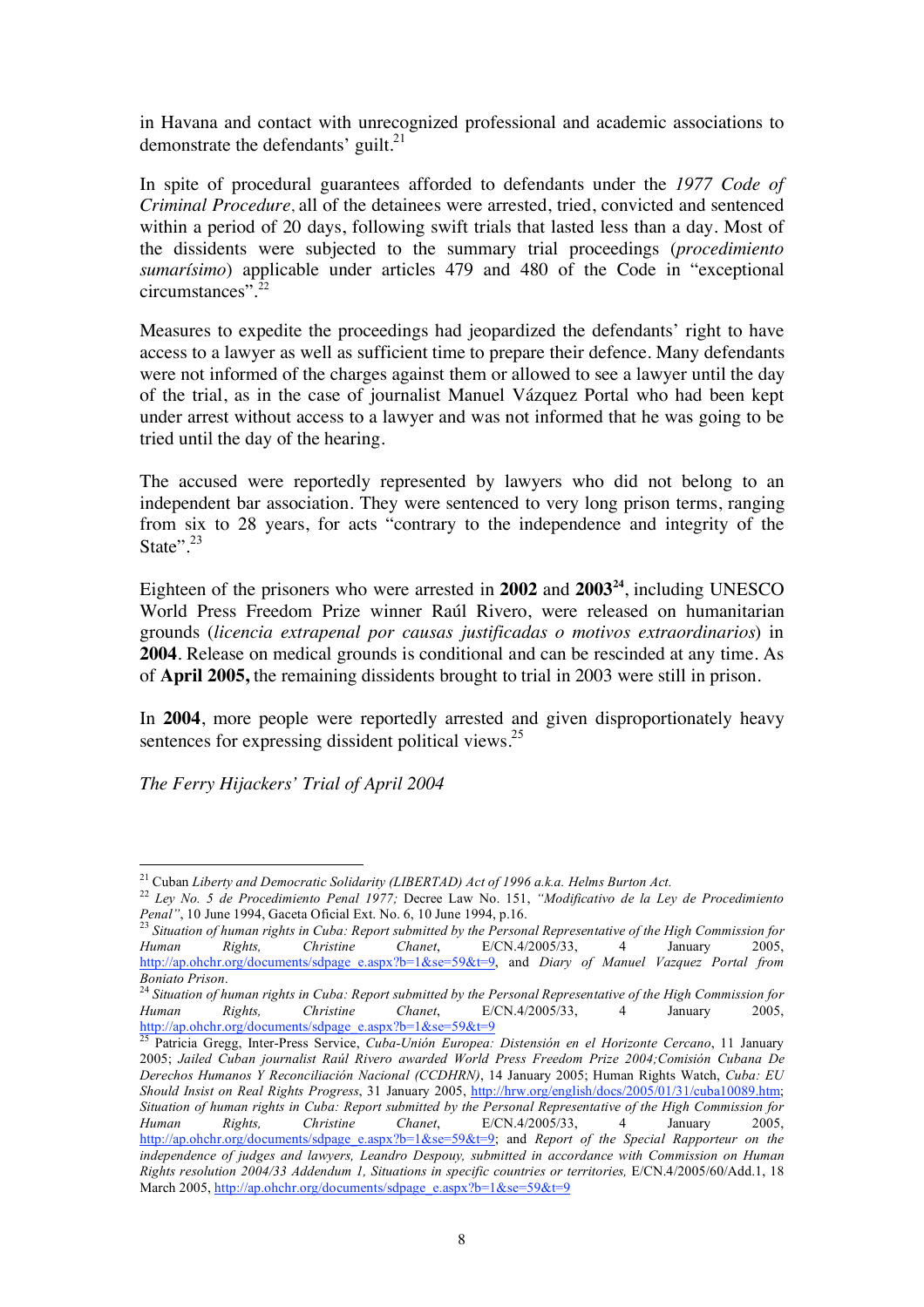in Havana and contact with unrecognized professional and academic associations to demonstrate the defendants' guilt.[21]

In spite of procedural guarantees afforded to defendants under the *1977 Code of Criminal Procedure*, all of the detainees were arrested, tried, convicted and sentenced within a period of 20 days, following swift trials that lasted less than a day. Most of the dissidents were subjected to the summary trial proceedings (*procedimiento sumarísimo*) applicable under articles 479 and 480 of the Code in "exceptional circumstances".[22]

Measures to expedite the proceedings had jeopardized the defendants' right to have access to a lawyer as well as sufficient time to prepare their defence. Many defendants were not informed of the charges against them or allowed to see a lawyer until the day of the trial, as in the case of journalist Manuel Vázquez Portal who had been kept under arrest without access to a lawyer and was not informed that he was going to be tried until the day of the hearing.

The accused were reportedly represented by lawyers who did not belong to an independent bar association. They were sentenced to very long prison terms, ranging from six to 28 years, for acts "contrary to the independence and integrity of the State".[23]

Eighteen of the prisoners who were arrested in **2002** and **2003**[24], including UNESCO World Press Freedom Prize winner Raúl Rivero, were released on humanitarian grounds (*licencia extrapenal por causas justificadas o motivos extraordinarios*) in **2004**. Release on medical grounds is conditional and can be rescinded at any time. As of **April 2005,** the remaining dissidents brought to trial in 2003 were still in prison.

In **2004**, more people were reportedly arrested and given disproportionately heavy sentences for expressing dissident political views.[25]

*The Ferry Hijackers' Trial of April 2004*

---

[21] Cuban *Liberty and Democratic Solidarity (LIBERTAD) Act of 1996 a.k.a. Helms Burton Act.*

[22] *Ley No. 5 de Procedimiento Penal 1977;* Decree Law No. 151, *"Modificativo de la Ley de Procedimiento Penal"*, 10 June 1994, Gaceta Oficial Ext. No. 6, 10 June 1994, p.16.

[23] *Situation of human rights in Cuba: Report submitted by the Personal Representative of the High Commission for Human Rights, Christine Chanet*, E/CN.4/2005/33, 4 January 2005, http://ap.ohchr.org/documents/sdpage_e.aspx?b=1&se=59&t=9, and *Diary of Manuel Vazquez Portal from Boniato Prison.*

[24] *Situation of human rights in Cuba: Report submitted by the Personal Representative of the High Commission for Human Rights, Christine Chanet*, E/CN.4/2005/33, 4 January 2005, http://ap.ohchr.org/documents/sdpage_e.aspx?b=1&se=59&t=9

[25] Patricia Gregg, Inter-Press Service, *Cuba-Unión Europea: Distensión en el Horizonte Cercano*, 11 January 2005; *Jailed Cuban journalist Raúl Rivero awarded World Press Freedom Prize 2004;Comisión Cubana De Derechos Humanos Y Reconciliación Nacional (CCDHRN)*, 14 January 2005; Human Rights Watch, *Cuba: EU Should Insist on Real Rights Progress*, 31 January 2005, http://hrw.org/english/docs/2005/01/31/cuba10089.htm; *Situation of human rights in Cuba: Report submitted by the Personal Representative of the High Commission for Human Rights, Christine Chanet*, E/CN.4/2005/33, 4 January 2005, http://ap.ohchr.org/documents/sdpage_e.aspx?b=1&se=59&t=9; and *Report of the Special Rapporteur on the independence of judges and lawyers, Leandro Despouy, submitted in accordance with Commission on Human Rights resolution 2004/33 Addendum 1, Situations in specific countries or territories,* E/CN.4/2005/60/Add.1, 18 March 2005, http://ap.ohchr.org/documents/sdpage_e.aspx?b=1&se=59&t=9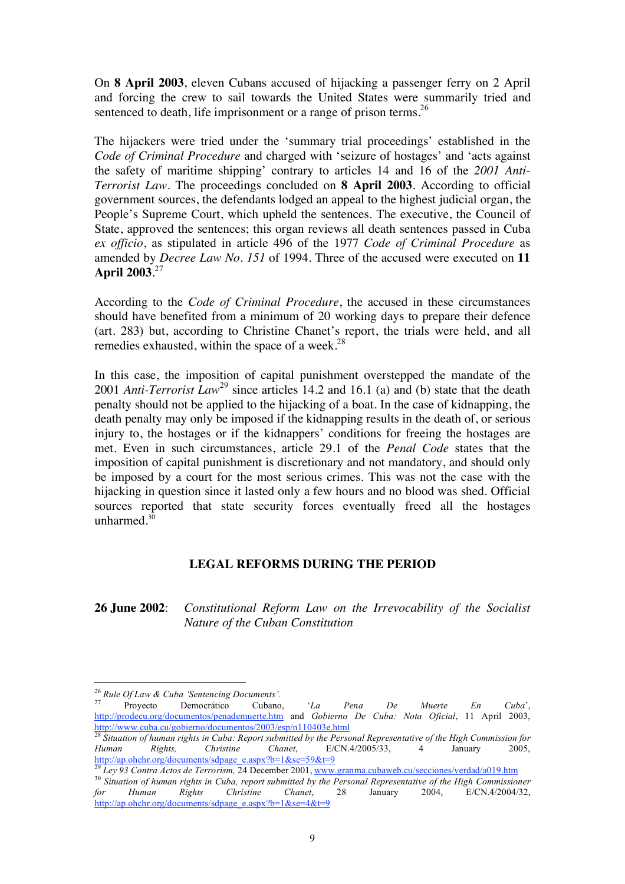On **8 April 2003**, eleven Cubans accused of hijacking a passenger ferry on 2 April and forcing the crew to sail towards the United States were summarily tried and sentenced to death, life imprisonment or a range of prison terms.[26]

The hijackers were tried under the 'summary trial proceedings' established in the *Code of Criminal Procedure* and charged with 'seizure of hostages' and 'acts against the safety of maritime shipping' contrary to articles 14 and 16 of the *2001 Anti-Terrorist Law*. The proceedings concluded on **8 April 2003**. According to official government sources, the defendants lodged an appeal to the highest judicial organ, the People's Supreme Court, which upheld the sentences. The executive, the Council of State, approved the sentences; this organ reviews all death sentences passed in Cuba *ex officio*, as stipulated in article 496 of the 1977 *Code of Criminal Procedure* as amended by *Decree Law No. 151* of 1994. Three of the accused were executed on **11 April 2003**.[27]

According to the *Code of Criminal Procedure*, the accused in these circumstances should have benefited from a minimum of 20 working days to prepare their defence (art. 283) but, according to Christine Chanet's report, the trials were held, and all remedies exhausted, within the space of a week.[28]

In this case, the imposition of capital punishment overstepped the mandate of the 2001 *Anti-Terrorist Law*[29] since articles 14.2 and 16.1 (a) and (b) state that the death penalty should not be applied to the hijacking of a boat. In the case of kidnapping, the death penalty may only be imposed if the kidnapping results in the death of, or serious injury to, the hostages or if the kidnappers' conditions for freeing the hostages are met. Even in such circumstances, article 29.1 of the *Penal Code* states that the imposition of capital punishment is discretionary and not mandatory, and should only be imposed by a court for the most serious crimes. This was not the case with the hijacking in question since it lasted only a few hours and no blood was shed. Official sources reported that state security forces eventually freed all the hostages unharmed.[30]

## LEGAL REFORMS DURING THE PERIOD

**26 June 2002**: *Constitutional Reform Law on the Irrevocability of the Socialist Nature of the Cuban Constitution*

---

[26] *Rule Of Law & Cuba 'Sentencing Documents'.*

[27] Proyecto Democrático Cubano, '*La Pena De Muerte En Cuba*', http://prodecu.org/documentos/penademuerte.htm and *Gobierno De Cuba: Nota Oficial*, 11 April 2003, http://www.cuba.cu/gobierno/documentos/2003/esp/n110403e.html

[28] *Situation of human rights in Cuba: Report submitted by the Personal Representative of the High Commission for Human Rights, Christine Chanet*, E/CN.4/2005/33, 4 January 2005, http://ap.ohchr.org/documents/sdpage_e.aspx?b=1&se=59&t=9

[29] *Ley 93 Contra Actos de Terrorism,* 24 December 2001, www.granma.cubaweb.cu/secciones/verdad/a019.htm

[30] *Situation of human rights in Cuba, report submitted by the Personal Representative of the High Commissioner for Human Rights Christine Chanet*, 28 January 2004, E/CN.4/2004/32, http://ap.ohchr.org/documents/sdpage_e.aspx?b=1&se=4&t=9